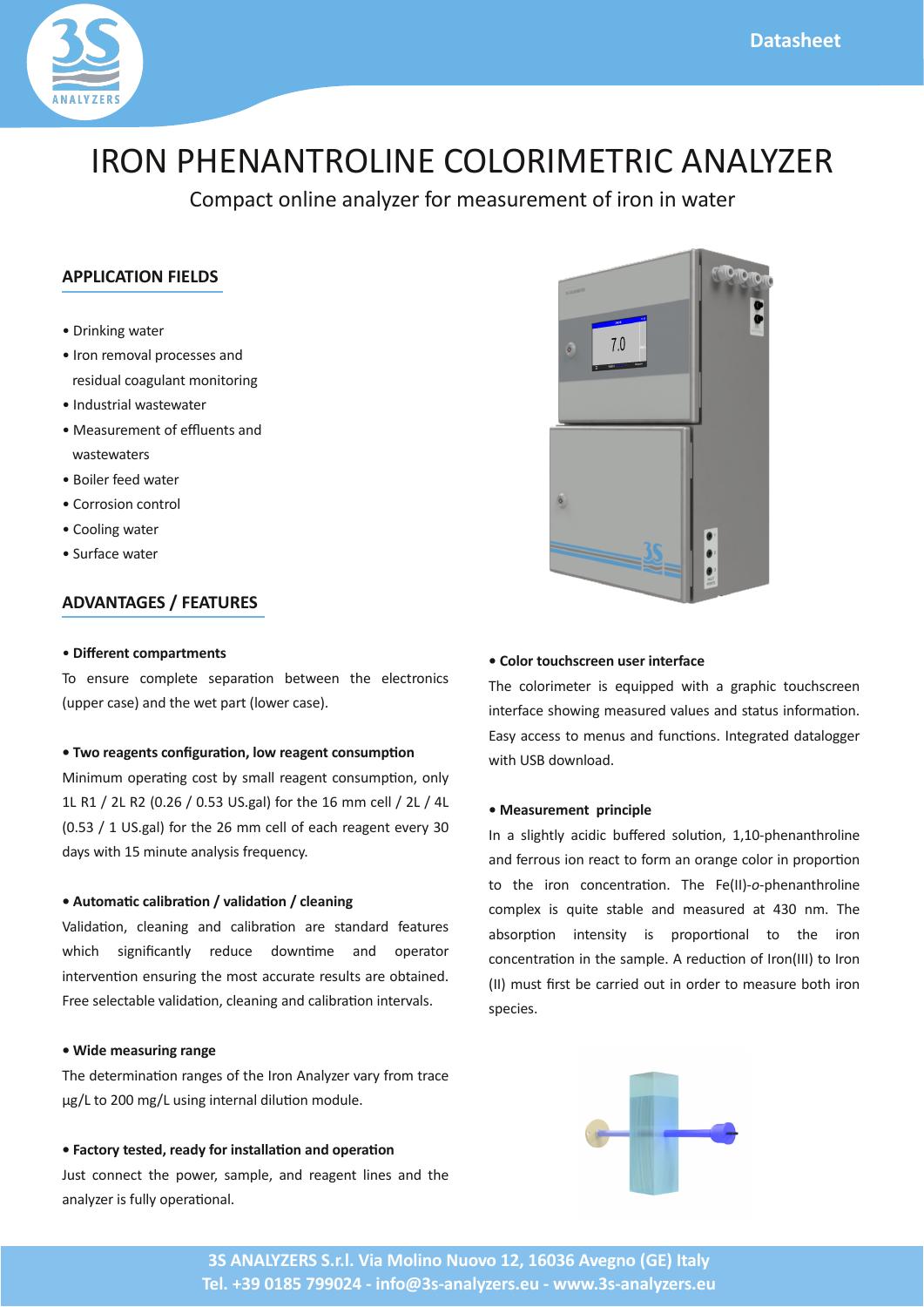# IRON PHENANTROLINE COLORIMETRIC ANALYZER

Compact online analyzer for measurement of iron in water

## APPLICATION FIELDS

- Drinking water
- Iron removal processes and residual coagulant monitoring
- Industrial wastewater
- Measurement of effluents and wastewaters
- Boiler feed water
- Corrosion control
- Cooling water
- Surface water

## ADVANTAGES / FEATURES

**• Different compartments**

To ensure complete separation between the electronics (upper case) and the wet part (lower case).

**• Two reagents configuration, low reagent consumption**

Minimum operating cost by small reagent consumption, only 1L R1 / 2L R2 (0.26 / 0.53 US.gal) for the 16 mm cell / 2L / 4L (0.53 / 1 US.gal) for the 26 mm cell of each reagent every 30 days with 15 minute analysis frequency.

**• Automatic calibration / validation / cleaning**

Validation, cleaning and calibration are standard features which significantly reduce downtime and operator intervention ensuring the most accurate results are obtained. Free selectable validation, cleaning and calibration intervals.

**• Wide measuring range**

The determination ranges of the Iron Analyzer vary from trace µg/L to 200 mg/L using internal dilution module.

**• Factory tested, ready for installation and operation**

Just connect the power, sample, and reagent lines and the analyzer is fully operational.

**• Color touchscreen user interface**

The colorimeter is equipped with a graphic touchscreen interface showing measured values and status information. Easy access to menus and functions. Integrated datalogger with USB download.

**• Measurement principle**

In a slightly acidic buffered solution, 1,10-phenanthroline and ferrous ion react to form an orange color in proportion to the iron concentration. The Fe(II)-*o*-phenanthroline complex is quite stable and measured at 430 nm. The absorption intensity is proportional to the iron concentration in the sample. A reduction of Iron(III) to Iron (II) must first be carried out in order to measure both iron species.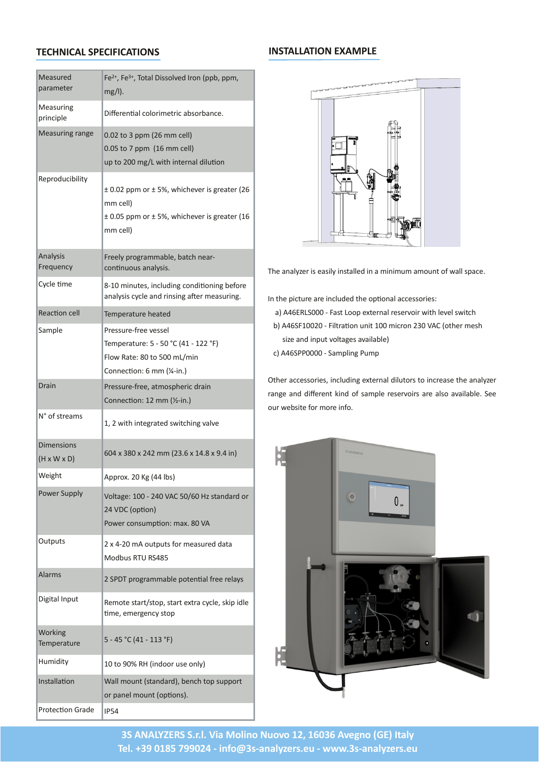## TECHNICAL SPECIFICATIONS

| | |
|---|---|
| Measured parameter | $Fe^{2+}$, $Fe^{3+}$, Total Dissolved Iron (ppb, ppm, mg/l). |
| Measuring principle | Differential colorimetric absorbance. |
| Measuring range | 0.02 to 3 ppm (26 mm cell)<br>0.05 to 7 ppm (16 mm cell)<br>up to 200 mg/L with internal dilution |
| Reproducibility | ± 0.02 ppm or ± 5%, whichever is greater (26 mm cell)<br>± 0.05 ppm or ± 5%, whichever is greater (16 mm cell) |
| Analysis Frequency | Freely programmable, batch near-continuous analysis. |
| Cycle time | 8-10 minutes, including conditioning before analysis cycle and rinsing after measuring. |
| Reaction cell | Temperature heated |
| Sample | Pressure-free vessel<br>Temperature: 5 - 50 °C (41 - 122 °F)<br>Flow Rate: 80 to 500 mL/min<br>Connection: 6 mm (¼-in.) |
| Drain | Pressure-free, atmospheric drain<br>Connection: 12 mm (½-in.) |
| N° of streams | 1, 2 with integrated switching valve |
| Dimensions (H x W x D) | 604 x 380 x 242 mm (23.6 x 14.8 x 9.4 in) |
| Weight | Approx. 20 Kg (44 lbs) |
| Power Supply | Voltage: 100 - 240 VAC 50/60 Hz standard or 24 VDC (option)<br>Power consumption: max. 80 VA |
| Outputs | 2 x 4-20 mA outputs for measured data<br>Modbus RTU RS485 |
| Alarms | 2 SPDT programmable potential free relays |
| Digital Input | Remote start/stop, start extra cycle, skip idle time, emergency stop |
| Working Temperature | 5 - 45 °C (41 - 113 °F) |
| Humidity | 10 to 90% RH (indoor use only) |
| Installation | Wall mount (standard), bench top support or panel mount (options). |
| Protection Grade | IP54 |

## INSTALLATION EXAMPLE

The analyzer is easily installed in a minimum amount of wall space.

In the picture are included the optional accessories:

a) A46ERLS000 - Fast Loop external reservoir with level switch

b) A46SF10020 - Filtration unit 100 micron 230 VAC (other mesh size and input voltages available)

c) A46SPP0000 - Sampling Pump

Other accessories, including external dilutors to increase the analyzer range and different kind of sample reservoirs are also available. See our website for more info.

**3S ANALYZERS S.r.l. Via Molino Nuovo 12, 16036 Avegno (GE) Italy**
**Tel. +39 0185 799024 - info@3s-analyzers.eu - www.3s-analyzers.eu**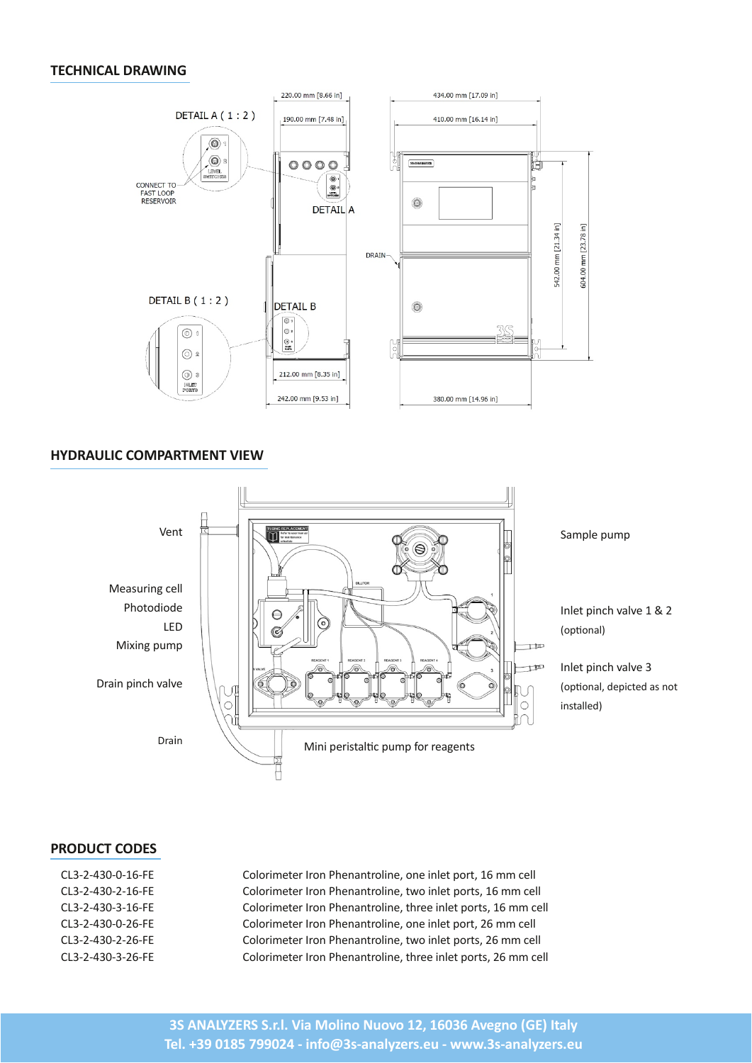## TECHNICAL DRAWING

DETAIL A ( 1 : 2 )

CONNECT TO FAST LOOP RESERVOIR

LEVEL SWITCHES

DETAIL A

DETAIL B ( 1 : 2 )

DETAIL B

INLET PORTS

DRAIN

220.00 mm [8.66 in]

190.00 mm [7.48 in]

434.00 mm [17.09 in]

410.00 mm [16.14 in]

542.00 mm [21.34 in]

604.00 mm [23.78 in]

212.00 mm [8.35 in]

242.00 mm [9.53 in]

380.00 mm [14.96 in]

## HYDRAULIC COMPARTMENT VIEW

Vent

Measuring cell

Photodiode

LED

Mixing pump

Drain pinch valve

Drain

Sample pump

Inlet pinch valve 1 & 2 (optional)

Inlet pinch valve 3 (optional, depicted as not installed)

Mini peristaltic pump for reagents

## PRODUCT CODES

| | |
|---|---|
| CL3-2-430-0-16-FE | Colorimeter Iron Phenantroline, one inlet port, 16 mm cell |
| CL3-2-430-2-16-FE | Colorimeter Iron Phenantroline, two inlet ports, 16 mm cell |
| CL3-2-430-3-16-FE | Colorimeter Iron Phenantroline, three inlet ports, 16 mm cell |
| CL3-2-430-0-26-FE | Colorimeter Iron Phenantroline, one inlet port, 26 mm cell |
| CL3-2-430-2-26-FE | Colorimeter Iron Phenantroline, two inlet ports, 26 mm cell |
| CL3-2-430-3-26-FE | Colorimeter Iron Phenantroline, three inlet ports, 26 mm cell |

**3S ANALYZERS S.r.l. Via Molino Nuovo 12, 16036 Avegno (GE) Italy**
**Tel. +39 0185 799024 - info@3s-analyzers.eu - www.3s-analyzers.eu**